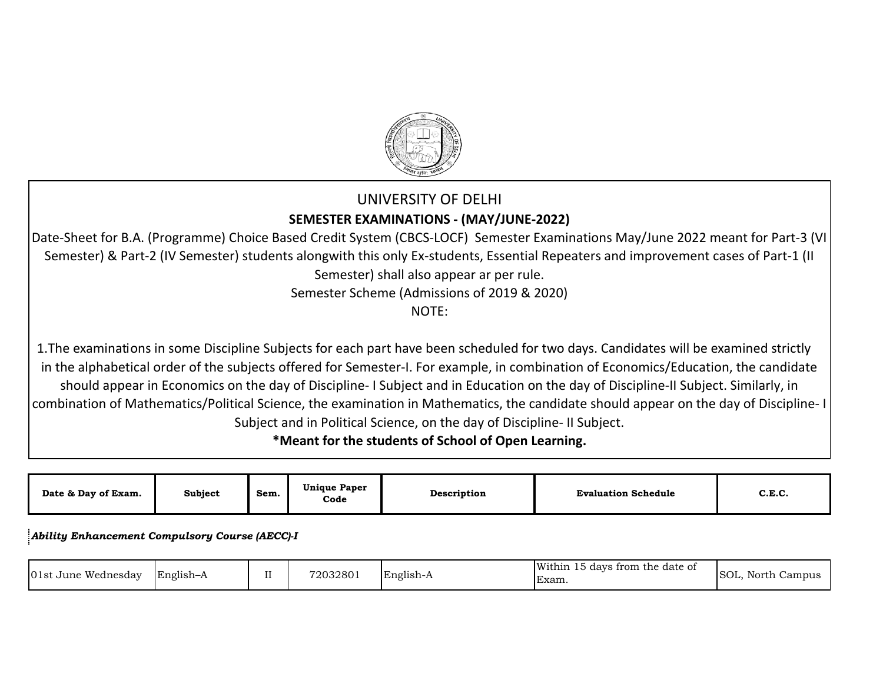# UNIVERSITY OF DELHI

## SEMESTER EXAMINATIONS - (MAY/JUNE-2022)

Date-Sheet for B.A. (Programme) Choice Based Credit System (CBCS-LOCF) Semester Examinations May/June 2022 meant for Part-3 (VI Semester) & Part-2 (IV Semester) students alongwith this only Ex-students, Essential Repeaters and improvement cases of Part-1 (II Semester) shall also appear ar per rule.

Semester Scheme (Admissions of 2019 & 2020)

NOTE:

1.The examinations in some Discipline Subjects for each part have been scheduled for two days. Candidates will be examined strictly in the alphabetical order of the subjects offered for Semester-I. For example, in combination of Economics/Education, the candidate should appear in Economics on the day of Discipline- I Subject and in Education on the day of Discipline-II Subject. Similarly, in combination of Mathematics/Political Science, the examination in Mathematics, the candidate should appear on the day of Discipline- I Subject and in Political Science, on the day of Discipline- II Subject.

**\*Meant for the students of School of Open Learning.**

| Date & Day of Exam. | Subject | Sem. | Unique Paper Code | Description | Evaluation Schedule | C.E.C. |
|---|---|---|---|---|---|---|
| ***Ability Enhancement Compulsory Course (AECC)-I*** | | | | | | |
| 01st June Wednesday | English–A | II | 72032801 | English-A | Within 15 days from the date of Exam. | SOL, North Campus |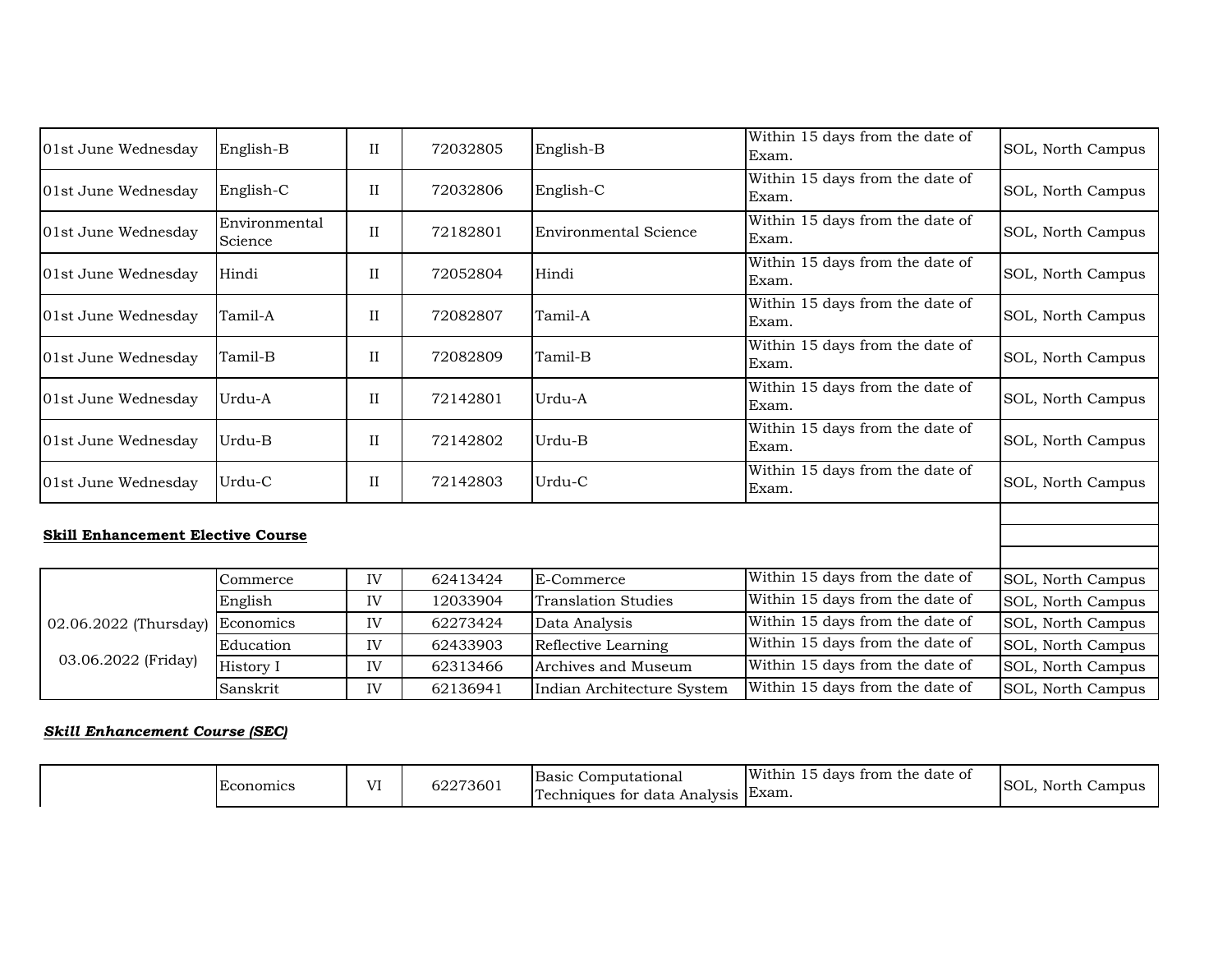| | | | | | | |
|---|---|---|---|---|---|---|
| 01st June Wednesday | English-B | II | 72032805 | English-B | Within 15 days from the date of Exam. | SOL, North Campus |
| 01st June Wednesday | English-C | II | 72032806 | English-C | Within 15 days from the date of Exam. | SOL, North Campus |
| 01st June Wednesday | Environmental Science | II | 72182801 | Environmental Science | Within 15 days from the date of Exam. | SOL, North Campus |
| 01st June Wednesday | Hindi | II | 72052804 | Hindi | Within 15 days from the date of Exam. | SOL, North Campus |
| 01st June Wednesday | Tamil-A | II | 72082807 | Tamil-A | Within 15 days from the date of Exam. | SOL, North Campus |
| 01st June Wednesday | Tamil-B | II | 72082809 | Tamil-B | Within 15 days from the date of Exam. | SOL, North Campus |
| 01st June Wednesday | Urdu-A | II | 72142801 | Urdu-A | Within 15 days from the date of Exam. | SOL, North Campus |
| 01st June Wednesday | Urdu-B | II | 72142802 | Urdu-B | Within 15 days from the date of Exam. | SOL, North Campus |
| 01st June Wednesday | Urdu-C | II | 72142803 | Urdu-C | Within 15 days from the date of Exam. | SOL, North Campus |

**Skill Enhancement Elective Course**

| | | | | | | |
|---|---|---|---|---|---|---|
| 02.06.2022 (Thursday) 03.06.2022 (Friday) | Commerce | IV | 62413424 | E-Commerce | Within 15 days from the date of | SOL, North Campus |
| | English | IV | 12033904 | Translation Studies | Within 15 days from the date of | SOL, North Campus |
| | Economics | IV | 62273424 | Data Analysis | Within 15 days from the date of | SOL, North Campus |
| | Education | IV | 62433903 | Reflective Learning | Within 15 days from the date of | SOL, North Campus |
| | History I | IV | 62313466 | Archives and Museum | Within 15 days from the date of | SOL, North Campus |
| | Sanskrit | IV | 62136941 | Indian Architecture System | Within 15 days from the date of | SOL, North Campus |

***Skill Enhancement Course (SEC)***

| | | | | | | |
|---|---|---|---|---|---|---|
| | Economics | VI | 62273601 | Basic Computational Techniques for data Analysis | Within 15 days from the date of Exam. | SOL, North Campus |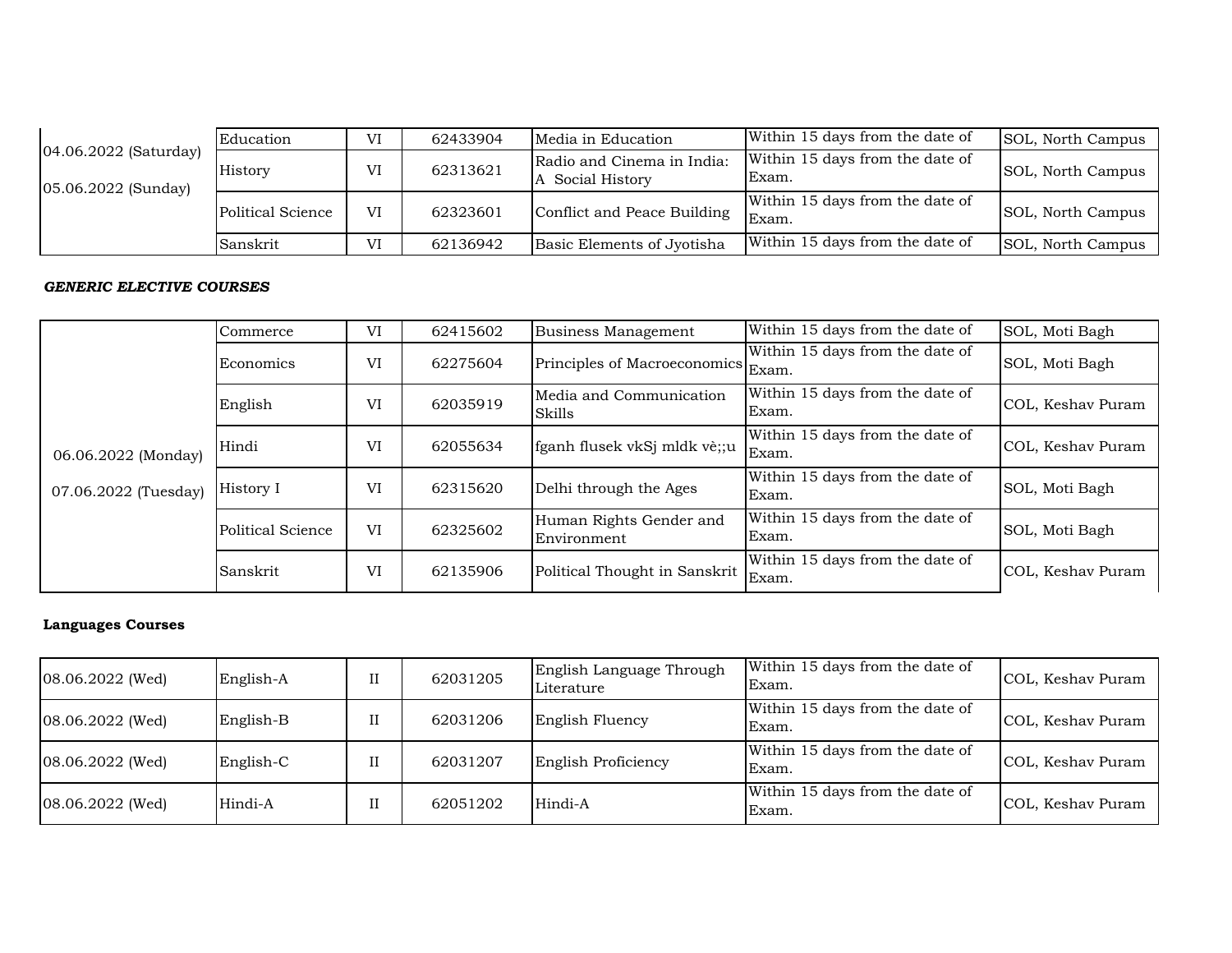| | | | | | | |
|---|---|---|---|---|---|---|
| 04.06.2022 (Saturday)<br>05.06.2022 (Sunday) | Education | VI | 62433904 | Media in Education | Within 15 days from the date of | SOL, North Campus |
| | History | VI | 62313621 | Radio and Cinema in India: A Social History | Within 15 days from the date of Exam. | SOL, North Campus |
| | Political Science | VI | 62323601 | Conflict and Peace Building | Within 15 days from the date of Exam. | SOL, North Campus |
| | Sanskrit | VI | 62136942 | Basic Elements of Jyotisha | Within 15 days from the date of | SOL, North Campus |

***GENERIC ELECTIVE COURSES***

| | | | | | | |
|---|---|---|---|---|---|---|
| 06.06.2022 (Monday)<br>07.06.2022 (Tuesday) | Commerce | VI | 62415602 | Business Management | Within 15 days from the date of | SOL, Moti Bagh |
| | Economics | VI | 62275604 | Principles of Macroeconomics | Within 15 days from the date of Exam. | SOL, Moti Bagh |
| | English | VI | 62035919 | Media and Communication Skills | Within 15 days from the date of Exam. | COL, Keshav Puram |
| | Hindi | VI | 62055634 | fganh flusek vkSj mldk vè;;u | Within 15 days from the date of Exam. | COL, Keshav Puram |
| | History I | VI | 62315620 | Delhi through the Ages | Within 15 days from the date of Exam. | SOL, Moti Bagh |
| | Political Science | VI | 62325602 | Human Rights Gender and Environment | Within 15 days from the date of Exam. | SOL, Moti Bagh |
| | Sanskrit | VI | 62135906 | Political Thought in Sanskrit | Within 15 days from the date of Exam. | COL, Keshav Puram |

**Languages Courses**

| | | | | | | |
|---|---|---|---|---|---|---|
| 08.06.2022 (Wed) | English-A | II | 62031205 | English Language Through Literature | Within 15 days from the date of Exam. | COL, Keshav Puram |
| 08.06.2022 (Wed) | English-B | II | 62031206 | English Fluency | Within 15 days from the date of Exam. | COL, Keshav Puram |
| 08.06.2022 (Wed) | English-C | II | 62031207 | English Proficiency | Within 15 days from the date of Exam. | COL, Keshav Puram |
| 08.06.2022 (Wed) | Hindi-A | II | 62051202 | Hindi-A | Within 15 days from the date of Exam. | COL, Keshav Puram |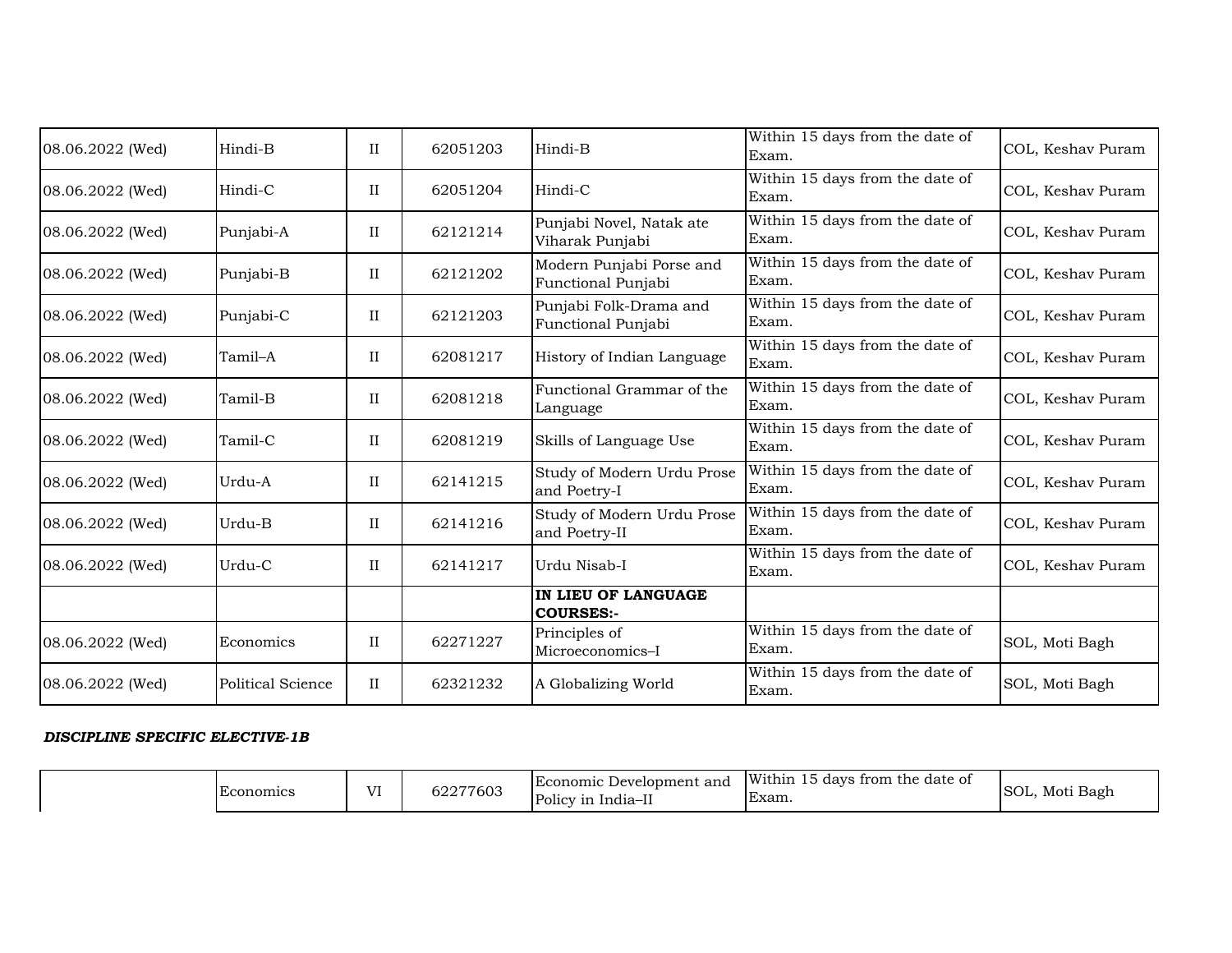| | | | | | | |
|---|---|---|---|---|---|---|
| 08.06.2022 (Wed) | Hindi-B | II | 62051203 | Hindi-B | Within 15 days from the date of Exam. | COL, Keshav Puram |
| 08.06.2022 (Wed) | Hindi-C | II | 62051204 | Hindi-C | Within 15 days from the date of Exam. | COL, Keshav Puram |
| 08.06.2022 (Wed) | Punjabi-A | II | 62121214 | Punjabi Novel, Natak ate Viharak Punjabi | Within 15 days from the date of Exam. | COL, Keshav Puram |
| 08.06.2022 (Wed) | Punjabi-B | II | 62121202 | Modern Punjabi Porse and Functional Punjabi | Within 15 days from the date of Exam. | COL, Keshav Puram |
| 08.06.2022 (Wed) | Punjabi-C | II | 62121203 | Punjabi Folk-Drama and Functional Punjabi | Within 15 days from the date of Exam. | COL, Keshav Puram |
| 08.06.2022 (Wed) | Tamil–A | II | 62081217 | History of Indian Language | Within 15 days from the date of Exam. | COL, Keshav Puram |
| 08.06.2022 (Wed) | Tamil-B | II | 62081218 | Functional Grammar of the Language | Within 15 days from the date of Exam. | COL, Keshav Puram |
| 08.06.2022 (Wed) | Tamil-C | II | 62081219 | Skills of Language Use | Within 15 days from the date of Exam. | COL, Keshav Puram |
| 08.06.2022 (Wed) | Urdu-A | II | 62141215 | Study of Modern Urdu Prose and Poetry-I | Within 15 days from the date of Exam. | COL, Keshav Puram |
| 08.06.2022 (Wed) | Urdu-B | II | 62141216 | Study of Modern Urdu Prose and Poetry-II | Within 15 days from the date of Exam. | COL, Keshav Puram |
| 08.06.2022 (Wed) | Urdu-C | II | 62141217 | Urdu Nisab-I | Within 15 days from the date of Exam. | COL, Keshav Puram |
| | | | | **IN LIEU OF LANGUAGE COURSES:-** | | |
| 08.06.2022 (Wed) | Economics | II | 62271227 | Principles of Microeconomics–I | Within 15 days from the date of Exam. | SOL, Moti Bagh |
| 08.06.2022 (Wed) | Political Science | II | 62321232 | A Globalizing World | Within 15 days from the date of Exam. | SOL, Moti Bagh |

***DISCIPLINE SPECIFIC ELECTIVE-1B***

| | | | | | | |
|---|---|---|---|---|---|---|
| | Economics | VI | 62277603 | Economic Development and Policy in India–II | Within 15 days from the date of Exam. | SOL, Moti Bagh |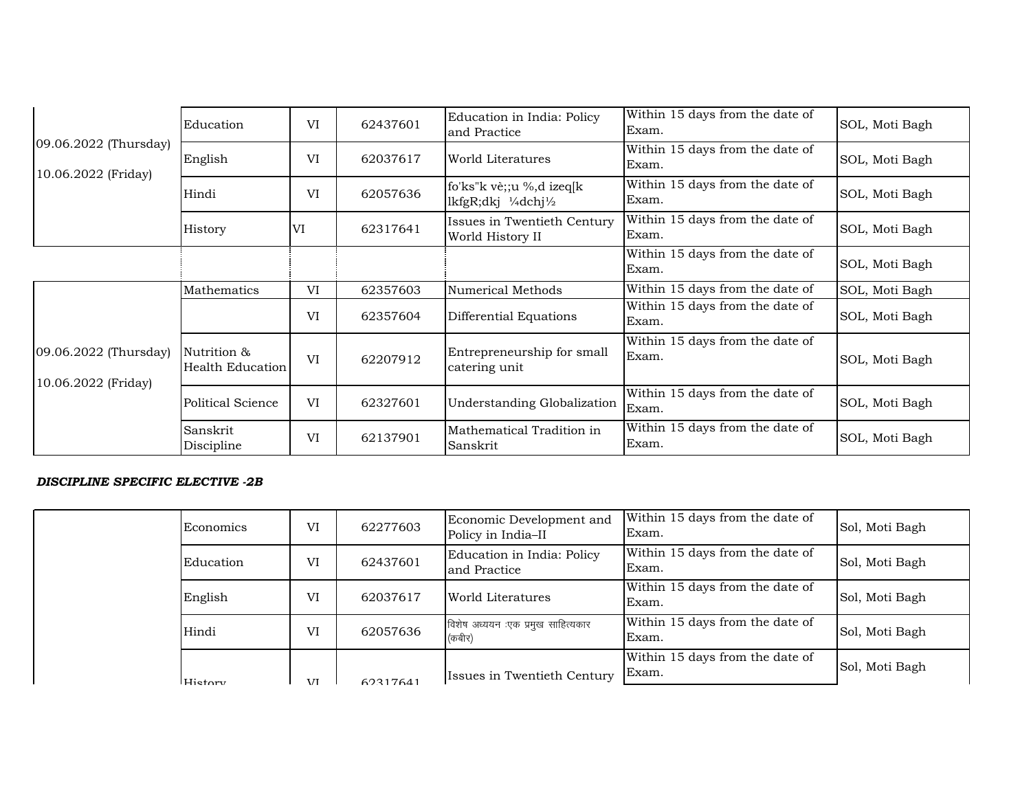| | | | | | | |
|---|---|---|---|---|---|---|
| 09.06.2022 (Thursday) 10.06.2022 (Friday) | Education | VI | 62437601 | Education in India: Policy and Practice | Within 15 days from the date of Exam. | SOL, Moti Bagh |
| | English | VI | 62037617 | World Literatures | Within 15 days from the date of Exam. | SOL, Moti Bagh |
| | Hindi | VI | 62057636 | fo'ks"k vè;;u %,d izeq[k lkfgR;dkj ¼dchj½ | Within 15 days from the date of Exam. | SOL, Moti Bagh |
| | History | VI | 62317641 | Issues in Twentieth Century World History II | Within 15 days from the date of Exam. | SOL, Moti Bagh |
| | | | | | Within 15 days from the date of Exam. | SOL, Moti Bagh |
| 09.06.2022 (Thursday) 10.06.2022 (Friday) | Mathematics | VI | 62357603 | Numerical Methods | Within 15 days from the date of | SOL, Moti Bagh |
| | | VI | 62357604 | Differential Equations | Within 15 days from the date of Exam. | SOL, Moti Bagh |
| | Nutrition & Health Education | VI | 62207912 | Entrepreneurship for small catering unit | Within 15 days from the date of Exam. | SOL, Moti Bagh |
| | Political Science | VI | 62327601 | Understanding Globalization | Within 15 days from the date of Exam. | SOL, Moti Bagh |
| | Sanskrit Discipline | VI | 62137901 | Mathematical Tradition in Sanskrit | Within 15 days from the date of Exam. | SOL, Moti Bagh |

***DISCIPLINE SPECIFIC ELECTIVE -2B***

| | | | | | | |
|---|---|---|---|---|---|---|
| | Economics | VI | 62277603 | Economic Development and Policy in India–II | Within 15 days from the date of Exam. | Sol, Moti Bagh |
| | Education | VI | 62437601 | Education in India: Policy and Practice | Within 15 days from the date of Exam. | Sol, Moti Bagh |
| | English | VI | 62037617 | World Literatures | Within 15 days from the date of Exam. | Sol, Moti Bagh |
| | Hindi | VI | 62057636 | विशेष अध्ययन :एक प्रमुख साहित्यकार (कबीर) | Within 15 days from the date of Exam. | Sol, Moti Bagh |
| | History | VI | 62317641 | Issues in Twentieth Century | Within 15 days from the date of Exam. | Sol, Moti Bagh |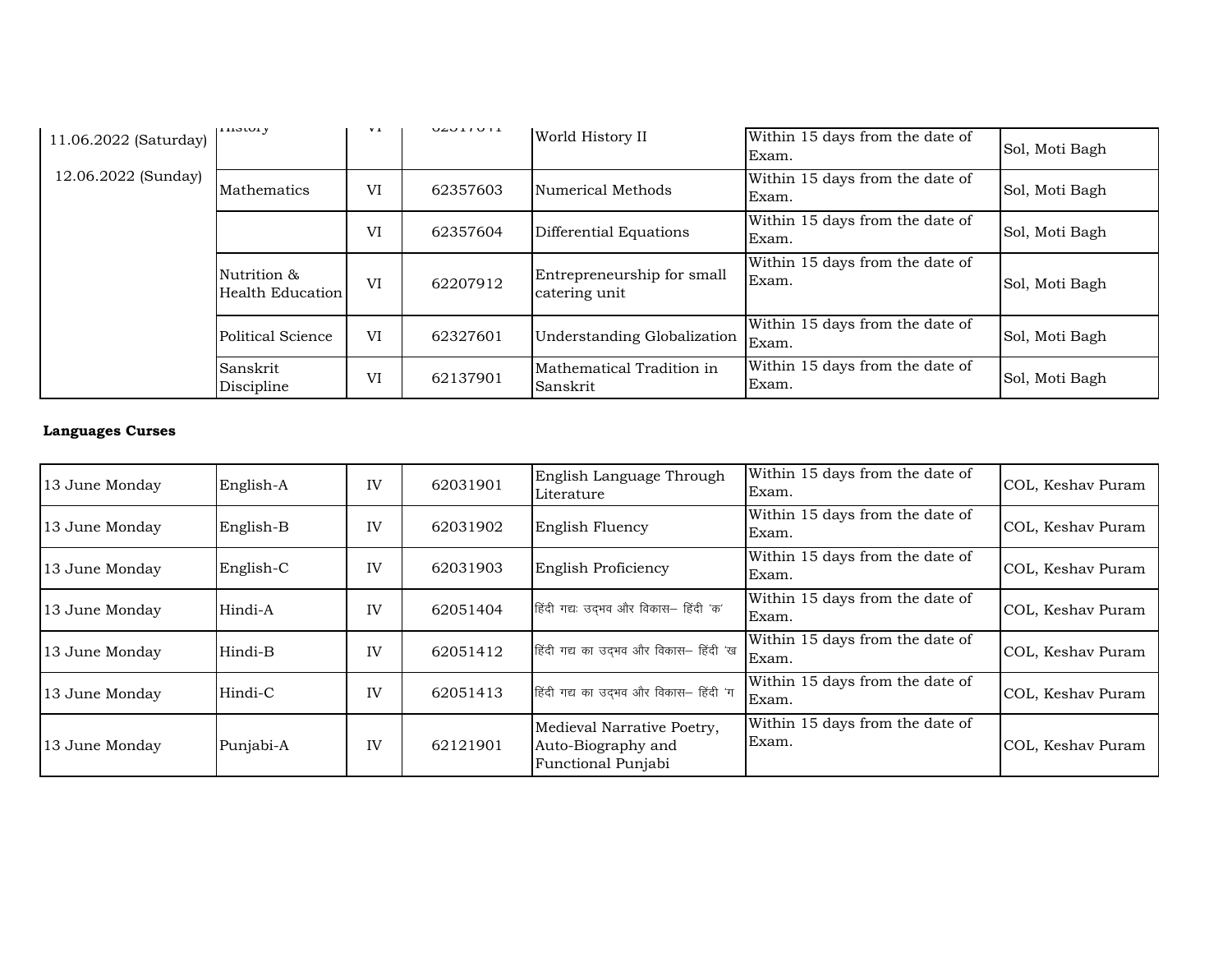| 11.06.2022 (Saturday) 12.06.2022 (Sunday) | History | VI | 62317611 | World History II | Within 15 days from the date of Exam. | Sol, Moti Bagh |
|---|---|---|---|---|---|---|
| | Mathematics | VI | 62357603 | Numerical Methods | Within 15 days from the date of Exam. | Sol, Moti Bagh |
| | | VI | 62357604 | Differential Equations | Within 15 days from the date of Exam. | Sol, Moti Bagh |
| | Nutrition & Health Education | VI | 62207912 | Entrepreneurship for small catering unit | Within 15 days from the date of Exam. | Sol, Moti Bagh |
| | Political Science | VI | 62327601 | Understanding Globalization | Within 15 days from the date of Exam. | Sol, Moti Bagh |
| | Sanskrit Discipline | VI | 62137901 | Mathematical Tradition in Sanskrit | Within 15 days from the date of Exam. | Sol, Moti Bagh |

**Languages Curses**

| | | | | | | |
|---|---|---|---|---|---|---|
| 13 June Monday | English-A | IV | 62031901 | English Language Through Literature | Within 15 days from the date of Exam. | COL, Keshav Puram |
| 13 June Monday | English-B | IV | 62031902 | English Fluency | Within 15 days from the date of Exam. | COL, Keshav Puram |
| 13 June Monday | English-C | IV | 62031903 | English Proficiency | Within 15 days from the date of Exam. | COL, Keshav Puram |
| 13 June Monday | Hindi-A | IV | 62051404 | हिंदी गद्यः उद्‌भव और विकास– हिंदी 'क' | Within 15 days from the date of Exam. | COL, Keshav Puram |
| 13 June Monday | Hindi-B | IV | 62051412 | हिंदी गद्य का उद्‌भव और विकास– हिंदी 'ख | Within 15 days from the date of Exam. | COL, Keshav Puram |
| 13 June Monday | Hindi-C | IV | 62051413 | हिंदी गद्य का उद्‌भव और विकास– हिंदी 'ग | Within 15 days from the date of Exam. | COL, Keshav Puram |
| 13 June Monday | Punjabi-A | IV | 62121901 | Medieval Narrative Poetry, Auto-Biography and Functional Punjabi | Within 15 days from the date of Exam. | COL, Keshav Puram |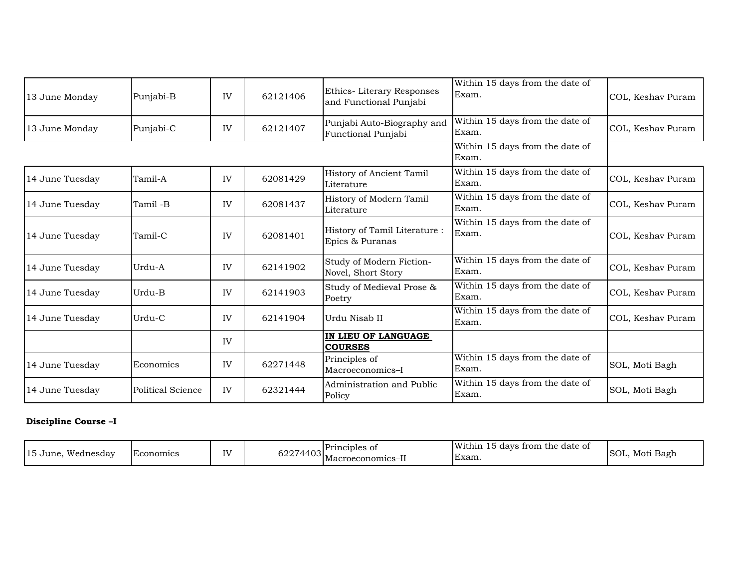| | | | | | | |
|---|---|---|---|---|---|---|
| 13 June Monday | Punjabi-B | IV | 62121406 | Ethics- Literary Responses and Functional Punjabi | Within 15 days from the date of Exam. | COL, Keshav Puram |
| 13 June Monday | Punjabi-C | IV | 62121407 | Punjabi Auto-Biography and Functional Punjabi | Within 15 days from the date of Exam. | COL, Keshav Puram |
| | | | | | Within 15 days from the date of Exam. | |
| 14 June Tuesday | Tamil-A | IV | 62081429 | History of Ancient Tamil Literature | Within 15 days from the date of Exam. | COL, Keshav Puram |
| 14 June Tuesday | Tamil -B | IV | 62081437 | History of Modern Tamil Literature | Within 15 days from the date of Exam. | COL, Keshav Puram |
| 14 June Tuesday | Tamil-C | IV | 62081401 | History of Tamil Literature : Epics & Puranas | Within 15 days from the date of Exam. | COL, Keshav Puram |
| 14 June Tuesday | Urdu-A | IV | 62141902 | Study of Modern Fiction-Novel, Short Story | Within 15 days from the date of Exam. | COL, Keshav Puram |
| 14 June Tuesday | Urdu-B | IV | 62141903 | Study of Medieval Prose & Poetry | Within 15 days from the date of Exam. | COL, Keshav Puram |
| 14 June Tuesday | Urdu-C | IV | 62141904 | Urdu Nisab II | Within 15 days from the date of Exam. | COL, Keshav Puram |
| | | IV | | **IN LIEU OF LANGUAGE COURSES** | | |
| 14 June Tuesday | Economics | IV | 62271448 | Principles of Macroeconomics–I | Within 15 days from the date of Exam. | SOL, Moti Bagh |
| 14 June Tuesday | Political Science | IV | 62321444 | Administration and Public Policy | Within 15 days from the date of Exam. | SOL, Moti Bagh |

**Discipline Course –I**

| | | | | | | |
|---|---|---|---|---|---|---|
| 15 June, Wednesday | Economics | IV | 62274403 | Principles of Macroeconomics–II | Within 15 days from the date of Exam. | SOL, Moti Bagh |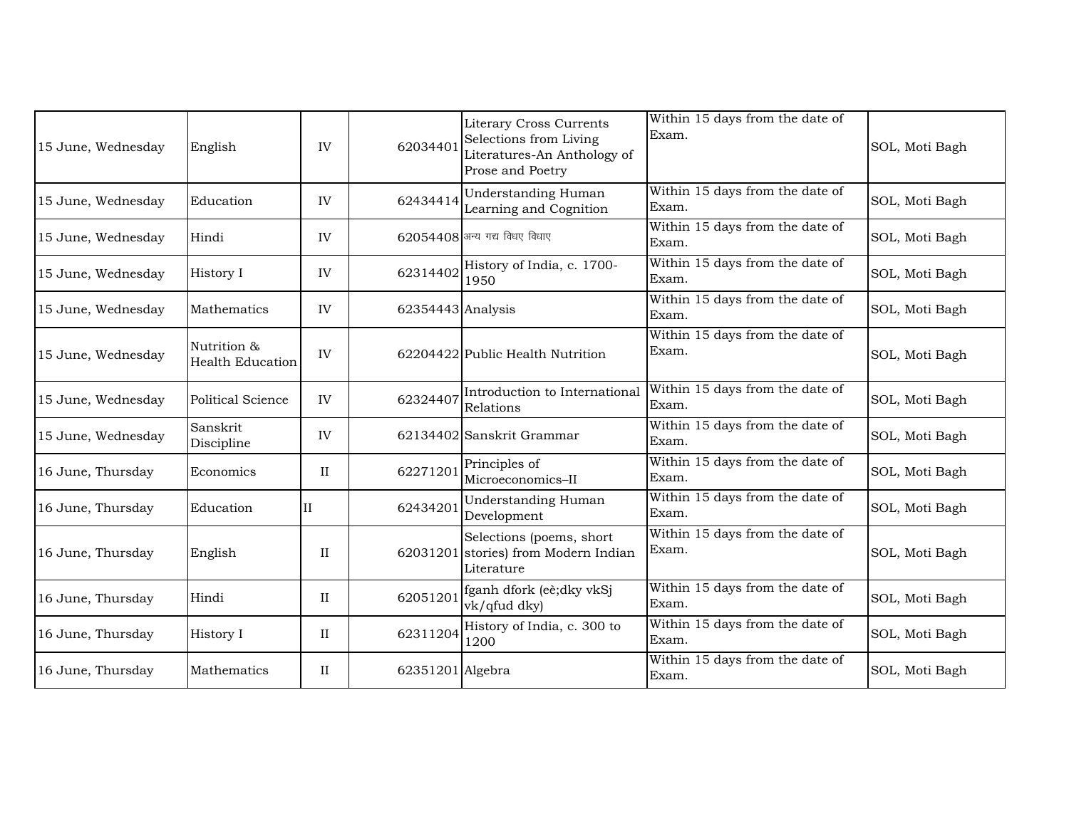| | | | | | | |
|---|---|---|---|---|---|---|
| 15 June, Wednesday | English | IV | 62034401 | Literary Cross Currents Selections from Living Literatures-An Anthology of Prose and Poetry | Within 15 days from the date of Exam. | SOL, Moti Bagh |
| 15 June, Wednesday | Education | IV | 62434414 | Understanding Human Learning and Cognition | Within 15 days from the date of Exam. | SOL, Moti Bagh |
| 15 June, Wednesday | Hindi | IV | 62054408 | अन्य गद्य विधए विधाए | Within 15 days from the date of Exam. | SOL, Moti Bagh |
| 15 June, Wednesday | History I | IV | 62314402 | History of India, c. 1700-1950 | Within 15 days from the date of Exam. | SOL, Moti Bagh |
| 15 June, Wednesday | Mathematics | IV | 62354443 | Analysis | Within 15 days from the date of Exam. | SOL, Moti Bagh |
| 15 June, Wednesday | Nutrition & Health Education | IV | 62204422 | Public Health Nutrition | Within 15 days from the date of Exam. | SOL, Moti Bagh |
| 15 June, Wednesday | Political Science | IV | 62324407 | Introduction to International Relations | Within 15 days from the date of Exam. | SOL, Moti Bagh |
| 15 June, Wednesday | Sanskrit Discipline | IV | 62134402 | Sanskrit Grammar | Within 15 days from the date of Exam. | SOL, Moti Bagh |
| 16 June, Thursday | Economics | II | 62271201 | Principles of Microeconomics–II | Within 15 days from the date of Exam. | SOL, Moti Bagh |
| 16 June, Thursday | Education | II | 62434201 | Understanding Human Development | Within 15 days from the date of Exam. | SOL, Moti Bagh |
| 16 June, Thursday | English | II | 62031201 | Selections (poems, short stories) from Modern Indian Literature | Within 15 days from the date of Exam. | SOL, Moti Bagh |
| 16 June, Thursday | Hindi | II | 62051201 | fganh dfork (eè;dky vkSj vk/qfud dky) | Within 15 days from the date of Exam. | SOL, Moti Bagh |
| 16 June, Thursday | History I | II | 62311204 | History of India, c. 300 to 1200 | Within 15 days from the date of Exam. | SOL, Moti Bagh |
| 16 June, Thursday | Mathematics | II | 62351201 | Algebra | Within 15 days from the date of Exam. | SOL, Moti Bagh |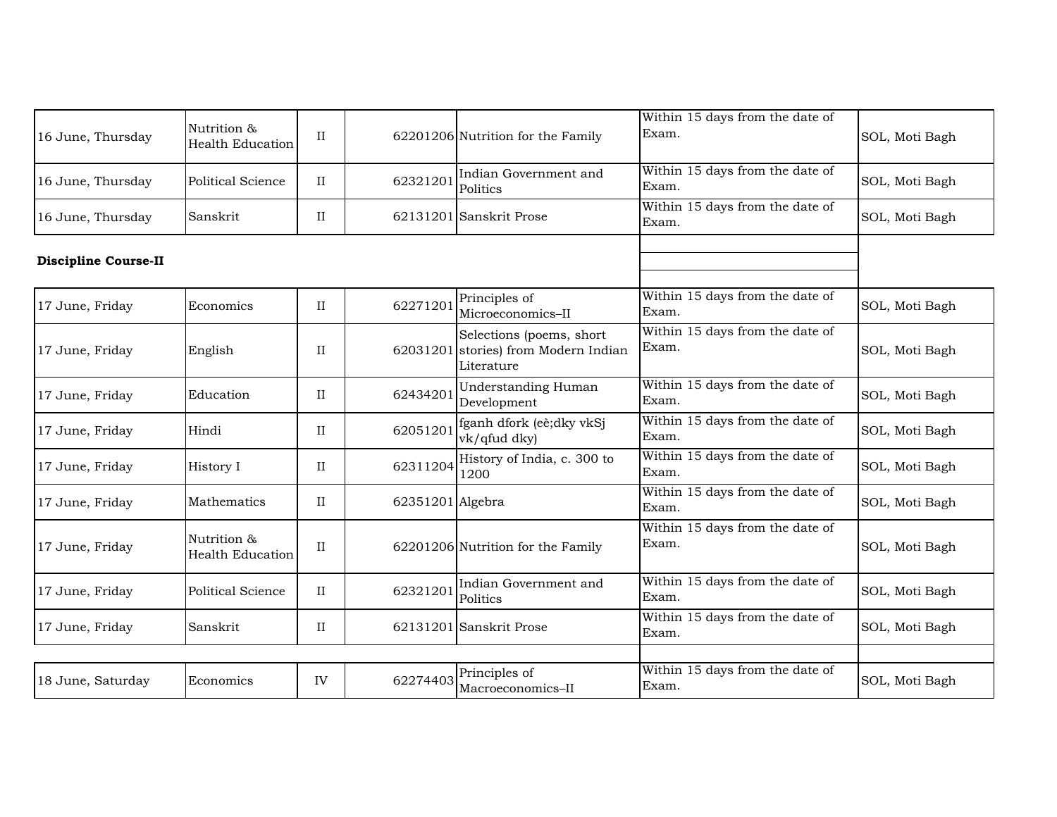| | | | | | | |
|---|---|---|---|---|---|---|
| 16 June, Thursday | Nutrition & Health Education | II | 62201206 | Nutrition for the Family | Within 15 days from the date of Exam. | SOL, Moti Bagh |
| 16 June, Thursday | Political Science | II | 62321201 | Indian Government and Politics | Within 15 days from the date of Exam. | SOL, Moti Bagh |
| 16 June, Thursday | Sanskrit | II | 62131201 | Sanskrit Prose | Within 15 days from the date of Exam. | SOL, Moti Bagh |

**Discipline Course-II**

| | | | | | | |
|---|---|---|---|---|---|---|
| 17 June, Friday | Economics | II | 62271201 | Principles of Microeconomics–II | Within 15 days from the date of Exam. | SOL, Moti Bagh |
| 17 June, Friday | English | II | 62031201 | Selections (poems, short stories) from Modern Indian Literature | Within 15 days from the date of Exam. | SOL, Moti Bagh |
| 17 June, Friday | Education | II | 62434201 | Understanding Human Development | Within 15 days from the date of Exam. | SOL, Moti Bagh |
| 17 June, Friday | Hindi | II | 62051201 | fganh dfork (eè;dky vkSj vk/qfud dky) | Within 15 days from the date of Exam. | SOL, Moti Bagh |
| 17 June, Friday | History I | II | 62311204 | History of India, c. 300 to 1200 | Within 15 days from the date of Exam. | SOL, Moti Bagh |
| 17 June, Friday | Mathematics | II | 62351201 | Algebra | Within 15 days from the date of Exam. | SOL, Moti Bagh |
| 17 June, Friday | Nutrition & Health Education | II | 62201206 | Nutrition for the Family | Within 15 days from the date of Exam. | SOL, Moti Bagh |
| 17 June, Friday | Political Science | II | 62321201 | Indian Government and Politics | Within 15 days from the date of Exam. | SOL, Moti Bagh |
| 17 June, Friday | Sanskrit | II | 62131201 | Sanskrit Prose | Within 15 days from the date of Exam. | SOL, Moti Bagh |
| 18 June, Saturday | Economics | IV | 62274403 | Principles of Macroeconomics–II | Within 15 days from the date of Exam. | SOL, Moti Bagh |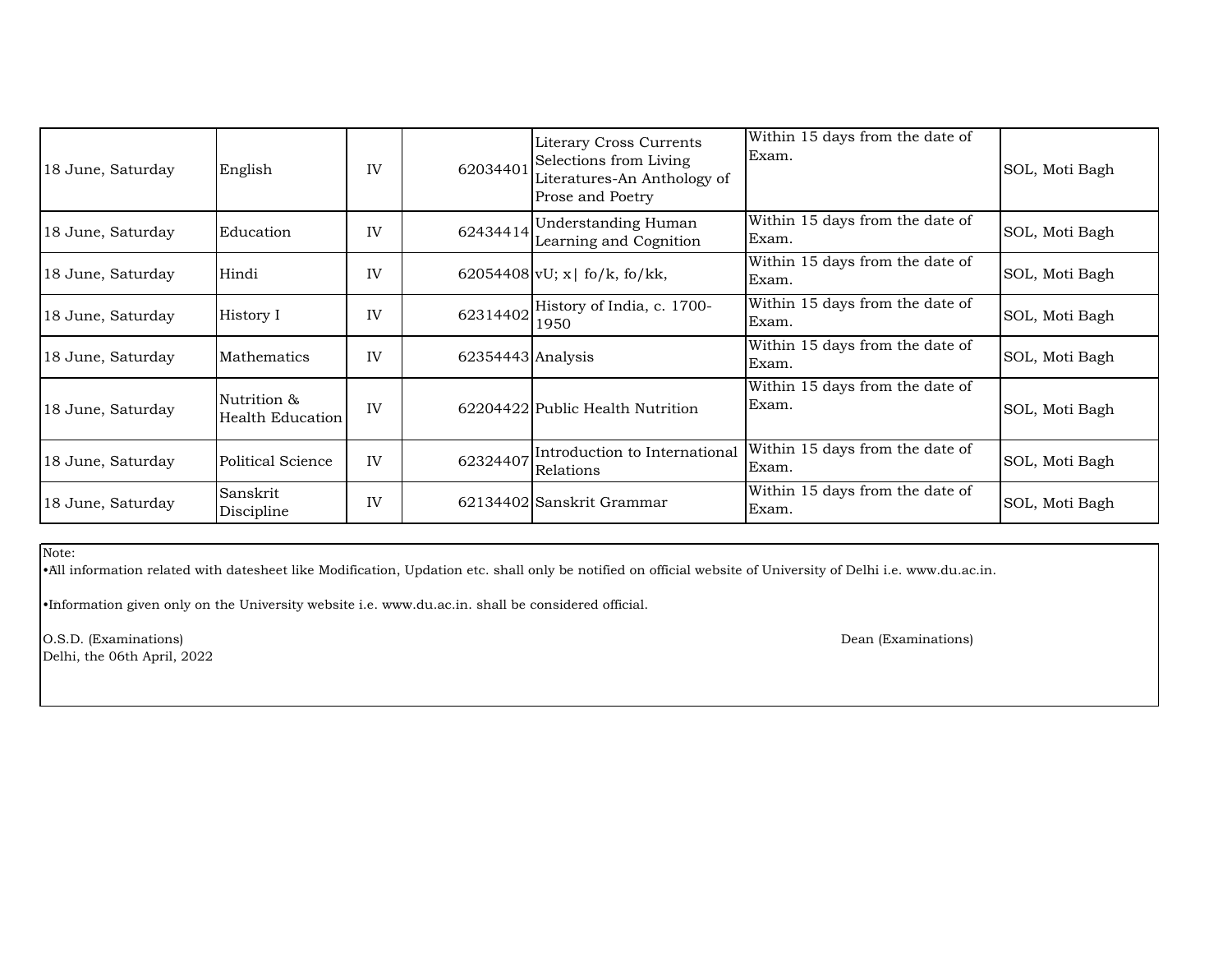| | | | | | | |
|---|---|---|---|---|---|---|
| 18 June, Saturday | English | IV | 62034401 | Literary Cross Currents Selections from Living Literatures-An Anthology of Prose and Poetry | Within 15 days from the date of Exam. | SOL, Moti Bagh |
| 18 June, Saturday | Education | IV | 62434414 | Understanding Human Learning and Cognition | Within 15 days from the date of Exam. | SOL, Moti Bagh |
| 18 June, Saturday | Hindi | IV | 62054408 | vU; x\| fo/k, fo/kk, | Within 15 days from the date of Exam. | SOL, Moti Bagh |
| 18 June, Saturday | History I | IV | 62314402 | History of India, c. 1700-1950 | Within 15 days from the date of Exam. | SOL, Moti Bagh |
| 18 June, Saturday | Mathematics | IV | 62354443 | Analysis | Within 15 days from the date of Exam. | SOL, Moti Bagh |
| 18 June, Saturday | Nutrition & Health Education | IV | 62204422 | Public Health Nutrition | Within 15 days from the date of Exam. | SOL, Moti Bagh |
| 18 June, Saturday | Political Science | IV | 62324407 | Introduction to International Relations | Within 15 days from the date of Exam. | SOL, Moti Bagh |
| 18 June, Saturday | Sanskrit Discipline | IV | 62134402 | Sanskrit Grammar | Within 15 days from the date of Exam. | SOL, Moti Bagh |

Note:

•All information related with datesheet like Modification, Updation etc. shall only be notified on official website of University of Delhi i.e. www.du.ac.in.

•Information given only on the University website i.e. www.du.ac.in. shall be considered official.

O.S.D. (Examinations)
Delhi, the 06th April, 2022

Dean (Examinations)